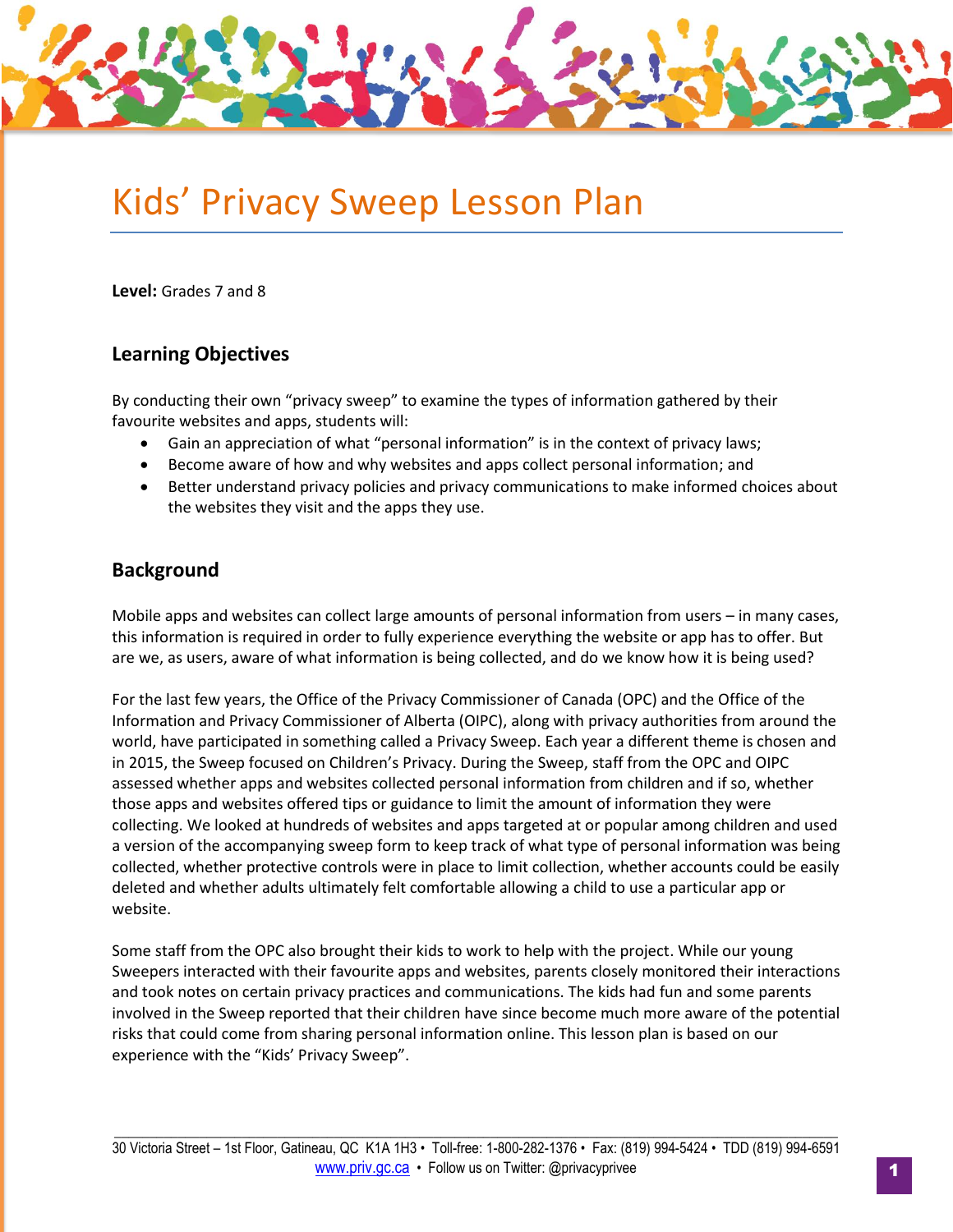# Kids' Privacy Sweep Lesson Plan

**Level:** Grades 7 and 8

## Learning Objectives

By conducting their own "privacy sweep" to examine the types of information gathered by their favourite websites and apps, students will:

- Gain an appreciation of what "personal information" is in the context of privacy laws;
- Become aware of how and why websites and apps collect personal information; and
- Better understand privacy policies and privacy communications to make informed choices about the websites they visit and the apps they use.

## Background

Mobile apps and websites can collect large amounts of personal information from users – in many cases, this information is required in order to fully experience everything the website or app has to offer. But are we, as users, aware of what information is being collected, and do we know how it is being used?

For the last few years, the Office of the Privacy Commissioner of Canada (OPC) and the Office of the Information and Privacy Commissioner of Alberta (OIPC), along with privacy authorities from around the world, have participated in something called a Privacy Sweep. Each year a different theme is chosen and in 2015, the Sweep focused on Children's Privacy. During the Sweep, staff from the OPC and OIPC assessed whether apps and websites collected personal information from children and if so, whether those apps and websites offered tips or guidance to limit the amount of information they were collecting. We looked at hundreds of websites and apps targeted at or popular among children and used a version of the accompanying sweep form to keep track of what type of personal information was being collected, whether protective controls were in place to limit collection, whether accounts could be easily deleted and whether adults ultimately felt comfortable allowing a child to use a particular app or website.

Some staff from the OPC also brought their kids to work to help with the project. While our young Sweepers interacted with their favourite apps and websites, parents closely monitored their interactions and took notes on certain privacy practices and communications. The kids had fun and some parents involved in the Sweep reported that their children have since become much more aware of the potential risks that could come from sharing personal information online. This lesson plan is based on our experience with the "Kids' Privacy Sweep".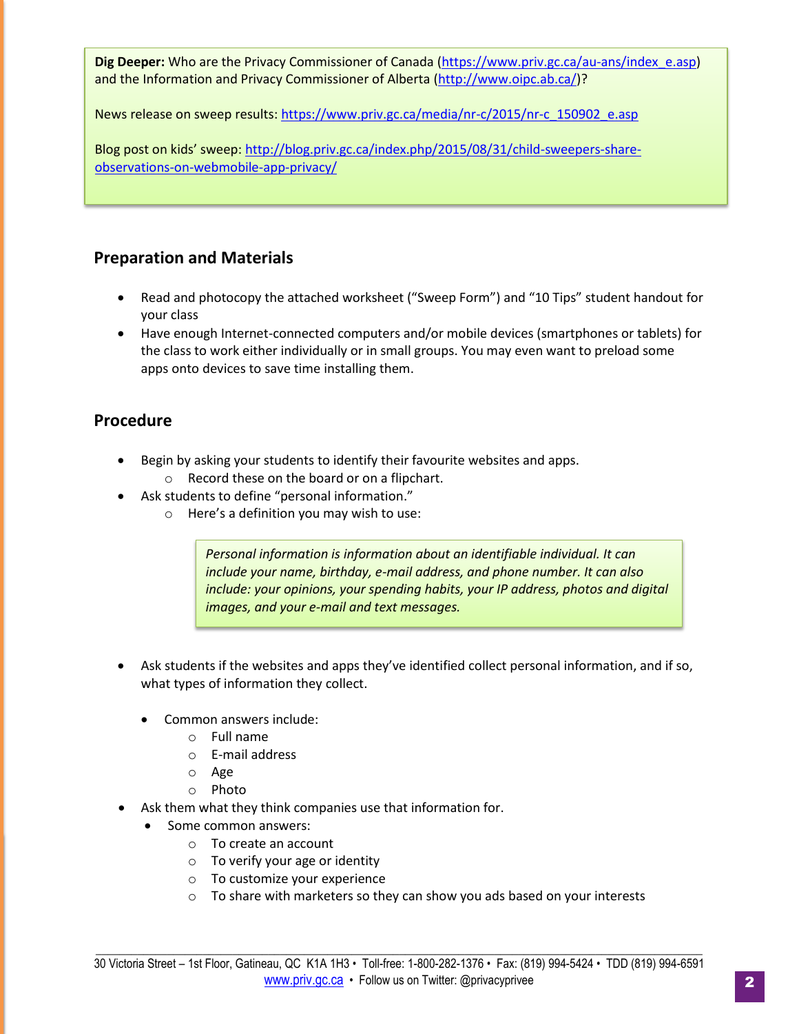**Dig Deeper:** Who are the Privacy Commissioner of Canada (https://www.priv.gc.ca/au-ans/index_e.asp) and the Information and Privacy Commissioner of Alberta (http://www.oipc.ab.ca/)?

News release on sweep results: https://www.priv.gc.ca/media/nr-c/2015/nr-c_150902_e.asp

Blog post on kids' sweep: http://blog.priv.gc.ca/index.php/2015/08/31/child-sweepers-share-observations-on-webmobile-app-privacy/

## Preparation and Materials

- Read and photocopy the attached worksheet ("Sweep Form") and "10 Tips" student handout for your class
- Have enough Internet-connected computers and/or mobile devices (smartphones or tablets) for the class to work either individually or in small groups. You may even want to preload some apps onto devices to save time installing them.

## Procedure

- Begin by asking your students to identify their favourite websites and apps.
  - Record these on the board or on a flipchart.
- Ask students to define "personal information."
  - Here's a definition you may wish to use:

> *Personal information is information about an identifiable individual. It can include your name, birthday, e-mail address, and phone number. It can also include: your opinions, your spending habits, your IP address, photos and digital images, and your e-mail and text messages.*

- Ask students if the websites and apps they've identified collect personal information, and if so, what types of information they collect.
  - Common answers include:
    - Full name
    - E-mail address
    - Age
    - Photo
- Ask them what they think companies use that information for.
  - Some common answers:
    - To create an account
    - To verify your age or identity
    - To customize your experience
    - To share with marketers so they can show you ads based on your interests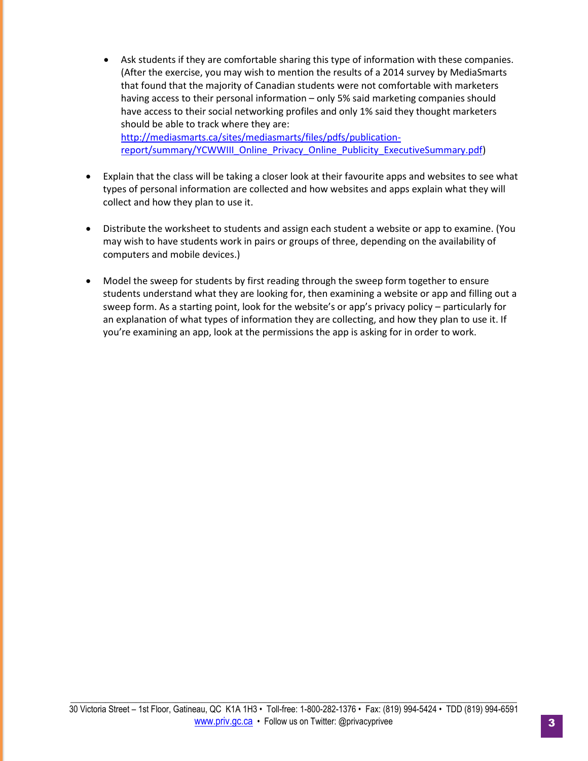- Ask students if they are comfortable sharing this type of information with these companies. (After the exercise, you may wish to mention the results of a 2014 survey by MediaSmarts that found that the majority of Canadian students were not comfortable with marketers having access to their personal information – only 5% said marketing companies should have access to their social networking profiles and only 1% said they thought marketers should be able to track where they are: http://mediasmarts.ca/sites/mediasmarts/files/pdfs/publication-report/summary/YCWWIII_Online_Privacy_Online_Publicity_ExecutiveSummary.pdf)

- Explain that the class will be taking a closer look at their favourite apps and websites to see what types of personal information are collected and how websites and apps explain what they will collect and how they plan to use it.

- Distribute the worksheet to students and assign each student a website or app to examine. (You may wish to have students work in pairs or groups of three, depending on the availability of computers and mobile devices.)

- Model the sweep for students by first reading through the sweep form together to ensure students understand what they are looking for, then examining a website or app and filling out a sweep form. As a starting point, look for the website's or app's privacy policy – particularly for an explanation of what types of information they are collecting, and how they plan to use it. If you're examining an app, look at the permissions the app is asking for in order to work.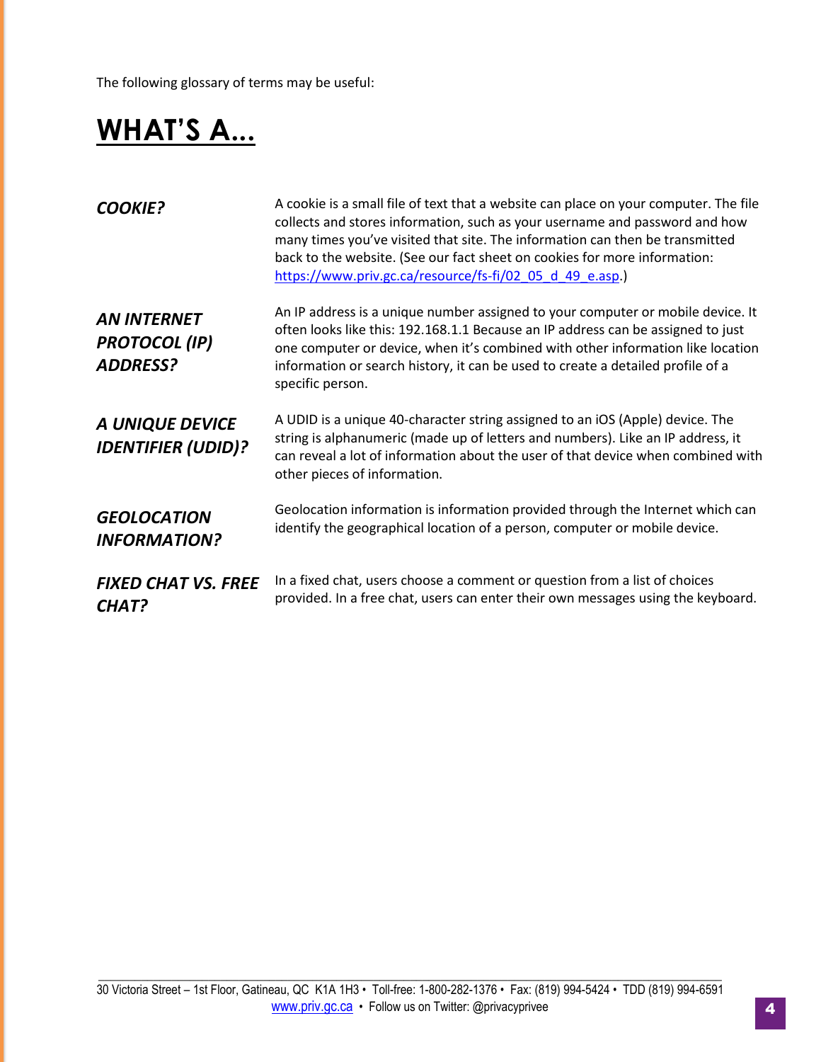The following glossary of terms may be useful:

# WHAT'S A...

***COOKIE?***

A cookie is a small file of text that a website can place on your computer. The file collects and stores information, such as your username and password and how many times you've visited that site. The information can then be transmitted back to the website. (See our fact sheet on cookies for more information: https://www.priv.gc.ca/resource/fs-fi/02_05_d_49_e.asp.)

***AN INTERNET PROTOCOL (IP) ADDRESS?***

An IP address is a unique number assigned to your computer or mobile device. It often looks like this: 192.168.1.1 Because an IP address can be assigned to just one computer or device, when it's combined with other information like location information or search history, it can be used to create a detailed profile of a specific person.

***A UNIQUE DEVICE IDENTIFIER (UDID)?***

A UDID is a unique 40-character string assigned to an iOS (Apple) device. The string is alphanumeric (made up of letters and numbers). Like an IP address, it can reveal a lot of information about the user of that device when combined with other pieces of information.

***GEOLOCATION INFORMATION?***

Geolocation information is information provided through the Internet which can identify the geographical location of a person, computer or mobile device.

***FIXED CHAT VS. FREE CHAT?***

In a fixed chat, users choose a comment or question from a list of choices provided. In a free chat, users can enter their own messages using the keyboard.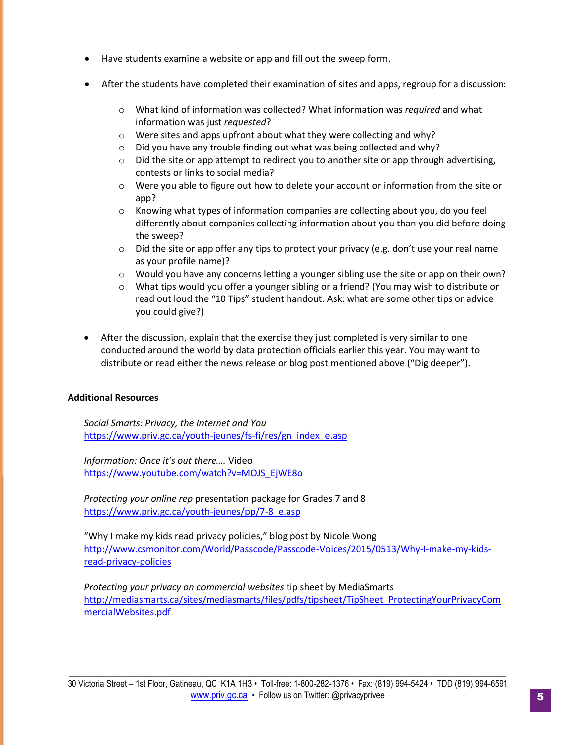- Have students examine a website or app and fill out the sweep form.

- After the students have completed their examination of sites and apps, regroup for a discussion:

    - What kind of information was collected? What information was *required* and what information was just *requested*?
    - Were sites and apps upfront about what they were collecting and why?
    - Did you have any trouble finding out what was being collected and why?
    - Did the site or app attempt to redirect you to another site or app through advertising, contests or links to social media?
    - Were you able to figure out how to delete your account or information from the site or app?
    - Knowing what types of information companies are collecting about you, do you feel differently about companies collecting information about you than you did before doing the sweep?
    - Did the site or app offer any tips to protect your privacy (e.g. don't use your real name as your profile name)?
    - Would you have any concerns letting a younger sibling use the site or app on their own?
    - What tips would you offer a younger sibling or a friend? (You may wish to distribute or read out loud the "10 Tips" student handout. Ask: what are some other tips or advice you could give?)

- After the discussion, explain that the exercise they just completed is very similar to one conducted around the world by data protection officials earlier this year. You may want to distribute or read either the news release or blog post mentioned above ("Dig deeper").

**Additional Resources**

*Social Smarts: Privacy, the Internet and You*
https://www.priv.gc.ca/youth-jeunes/fs-fi/res/gn_index_e.asp

*Information: Once it's out there….* Video
https://www.youtube.com/watch?v=MOJS_EjWE8o

*Protecting your online rep* presentation package for Grades 7 and 8
https://www.priv.gc.ca/youth-jeunes/pp/7-8_e.asp

"Why I make my kids read privacy policies," blog post by Nicole Wong
http://www.csmonitor.com/World/Passcode/Passcode-Voices/2015/0513/Why-I-make-my-kids-read-privacy-policies

*Protecting your privacy on commercial websites* tip sheet by MediaSmarts
http://mediasmarts.ca/sites/mediasmarts/files/pdfs/tipsheet/TipSheet_ProtectingYourPrivacyCommercialWebsites.pdf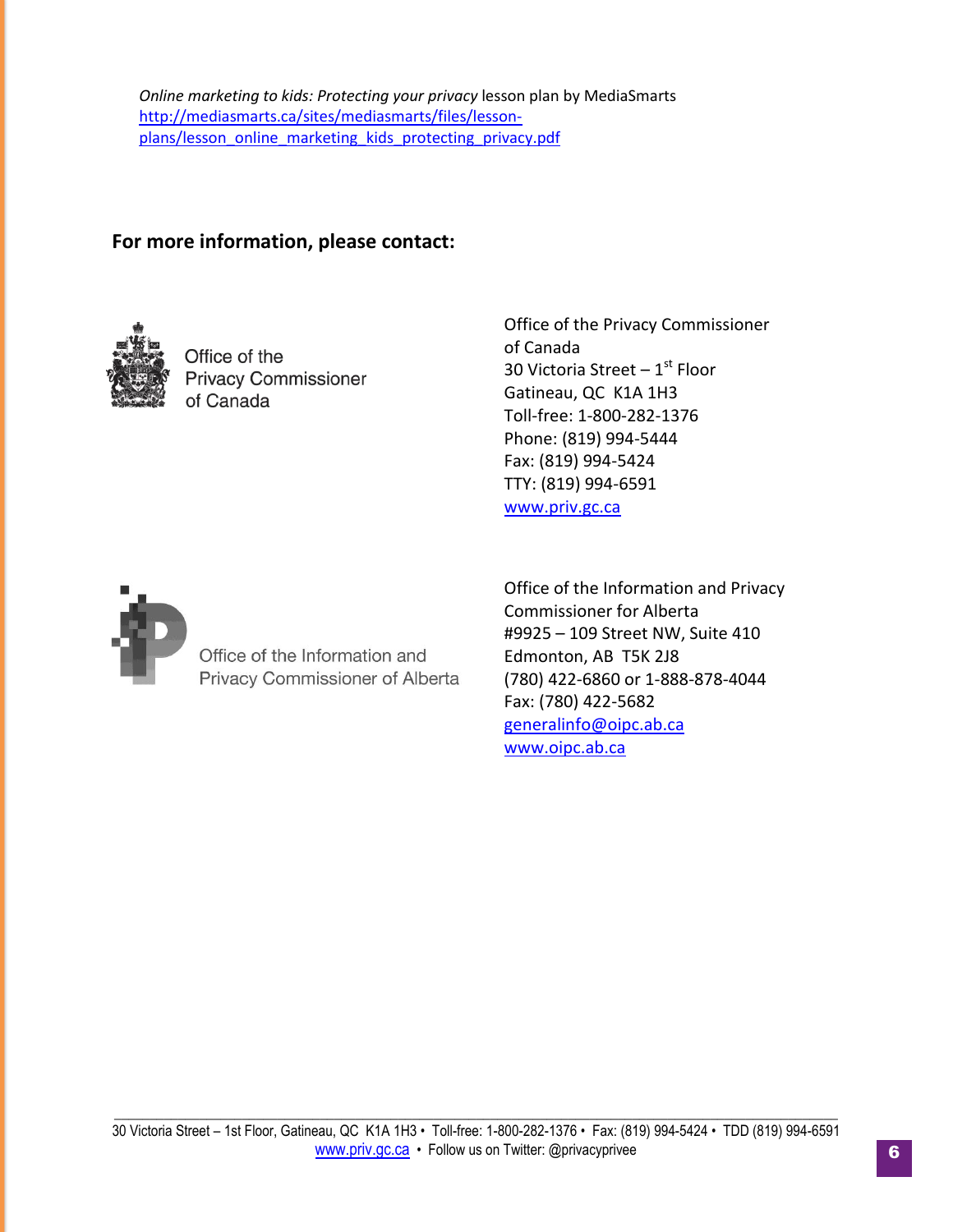*Online marketing to kids: Protecting your privacy* lesson plan by MediaSmarts
http://mediasmarts.ca/sites/mediasmarts/files/lesson-plans/lesson_online_marketing_kids_protecting_privacy.pdf

## For more information, please contact:

Office of the Privacy Commissioner of Canada

Office of the Privacy Commissioner
of Canada
30 Victoria Street – 1st Floor
Gatineau, QC K1A 1H3
Toll-free: 1-800-282-1376
Phone: (819) 994-5444
Fax: (819) 994-5424
TTY: (819) 994-6591
www.priv.gc.ca

Office of the Information and Privacy Commissioner of Alberta

Office of the Information and Privacy
Commissioner for Alberta
#9925 – 109 Street NW, Suite 410
Edmonton, AB T5K 2J8
(780) 422-6860 or 1-888-878-4044
Fax: (780) 422-5682
generalinfo@oipc.ab.ca
www.oipc.ab.ca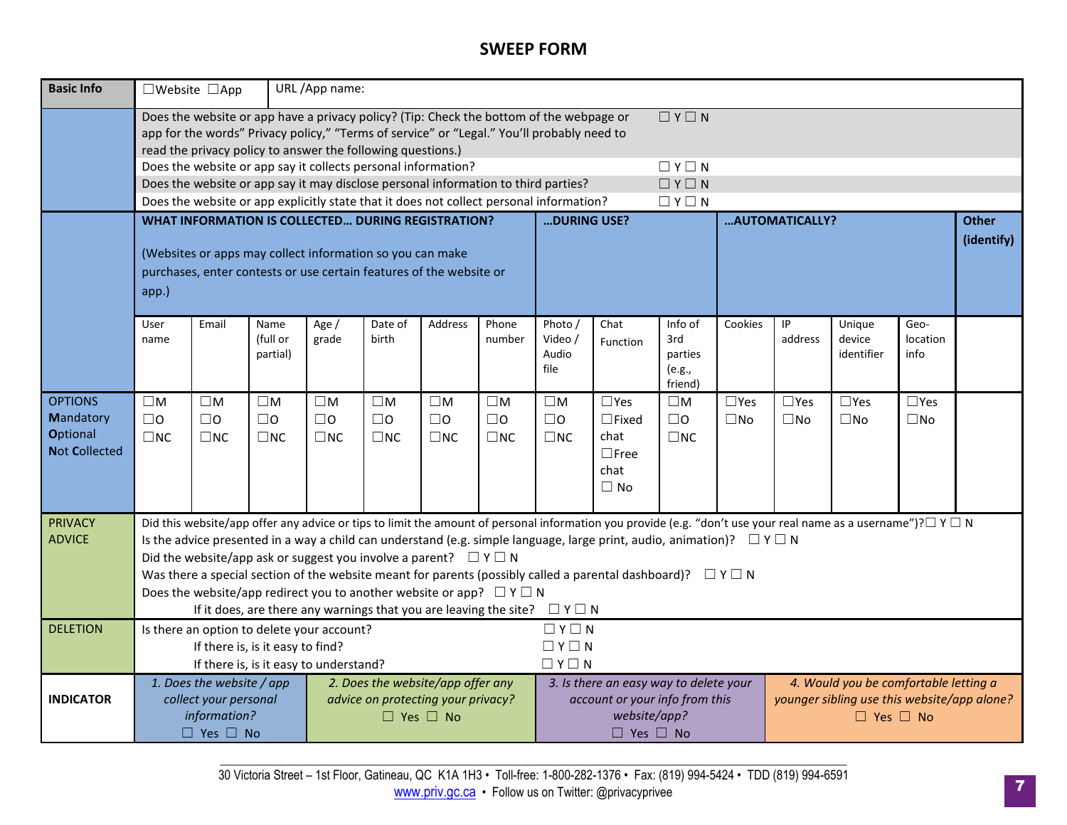# SWEEP FORM

| **Basic Info** | ☐Website ☐App | URL /App name: |
|---|---|---|
| | Does the website or app have a privacy policy? (Tip: Check the bottom of the webpage or app for the words" Privacy policy," "Terms of service" or "Legal." You'll probably need to read the privacy policy to answer the following questions.) | ☐ Y ☐ N |
| | Does the website or app say it collects personal information? | ☐ Y ☐ N |
| | Does the website or app say it may disclose personal information to third parties? | ☐ Y ☐ N |
| | Does the website or app explicitly state that it does not collect personal information? | ☐ Y ☐ N |

| | **WHAT INFORMATION IS COLLECTED… DURING REGISTRATION?** (Websites or apps may collect information so you can make purchases, enter contests or use certain features of the website or app.) | | | | | | | **…DURING USE?** | | | **…AUTOMATICALLY?** | | | | **Other (identify)** |
|---|---|---|---|---|---|---|---|---|---|---|---|---|---|---|---|
| | User name | Email | Name (full or partial) | Age / grade | Date of birth | Address | Phone number | Photo / Video / Audio file | Chat Function | Info of 3rd parties (e.g., friend) | Cookies | IP address | Unique device identifier | Geo-location info | |
| OPTIONS **M**andatory **O**ptional **N**ot **C**ollected | ☐M ☐O ☐NC | ☐M ☐O ☐NC | ☐M ☐O ☐NC | ☐M ☐O ☐NC | ☐M ☐O ☐NC | ☐M ☐O ☐NC | ☐M ☐O ☐NC | ☐M ☐O ☐NC | ☐Yes ☐Fixed chat ☐Free chat ☐ No | ☐M ☐O ☐NC | ☐Yes ☐No | ☐Yes ☐No | ☐Yes ☐No | ☐Yes ☐No | |

| | |
|---|---|
| PRIVACY ADVICE | Did this website/app offer any advice or tips to limit the amount of personal information you provide (e.g. "don't use your real name as a username")?☐ Y ☐ N<br>Is the advice presented in a way a child can understand (e.g. simple language, large print, audio, animation)? ☐ Y ☐ N<br>Did the website/app ask or suggest you involve a parent? ☐ Y ☐ N<br>Was there a special section of the website meant for parents (possibly called a parental dashboard)? ☐ Y ☐ N<br>Does the website/app redirect you to another website or app? ☐ Y ☐ N<br>If it does, are there any warnings that you are leaving the site? ☐ Y ☐ N |
| DELETION | Is there an option to delete your account? ☐ Y ☐ N<br>If there is, is it easy to find? ☐ Y ☐ N<br>If there is, is it easy to understand? ☐ Y ☐ N |

| **INDICATOR** | *1. Does the website / app collect your personal information?* ☐ Yes ☐ No | *2. Does the website/app offer any advice on protecting your privacy?* ☐ Yes ☐ No | *3. Is there an easy way to delete your account or your info from this website/app?* ☐ Yes ☐ No | *4. Would you be comfortable letting a younger sibling use this website/app alone?* ☐ Yes ☐ No |
|---|---|---|---|---|

30 Victoria Street – 1st Floor, Gatineau, QC K1A 1H3 • Toll-free: 1-800-282-1376 • Fax: (819) 994-5424 • TDD (819) 994-6591
www.priv.gc.ca • Follow us on Twitter: @privacyprivee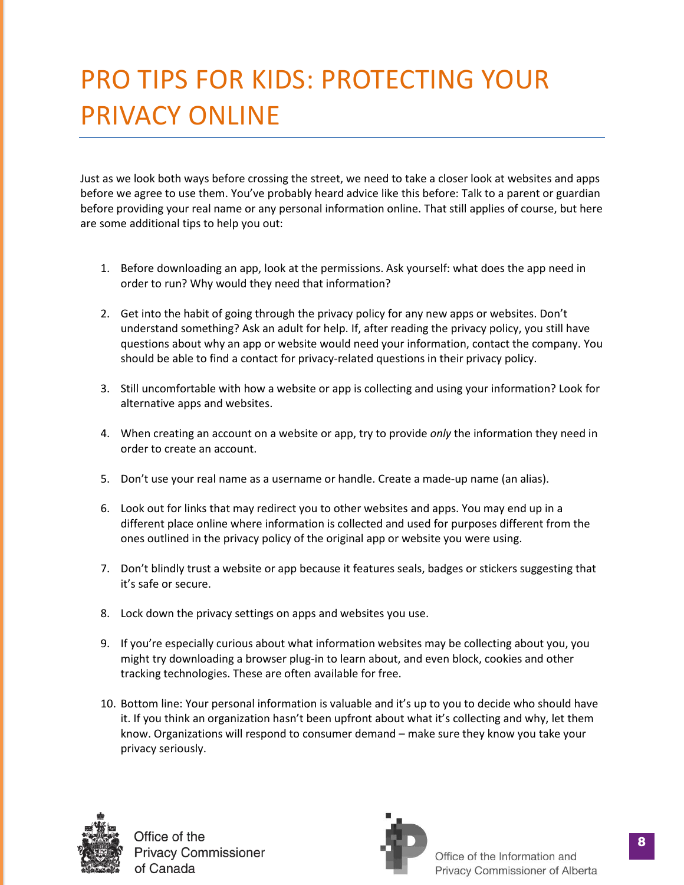# PRO TIPS FOR KIDS: PROTECTING YOUR PRIVACY ONLINE

Just as we look both ways before crossing the street, we need to take a closer look at websites and apps before we agree to use them. You've probably heard advice like this before: Talk to a parent or guardian before providing your real name or any personal information online. That still applies of course, but here are some additional tips to help you out:

1. Before downloading an app, look at the permissions. Ask yourself: what does the app need in order to run? Why would they need that information?

2. Get into the habit of going through the privacy policy for any new apps or websites. Don't understand something? Ask an adult for help. If, after reading the privacy policy, you still have questions about why an app or website would need your information, contact the company. You should be able to find a contact for privacy-related questions in their privacy policy.

3. Still uncomfortable with how a website or app is collecting and using your information? Look for alternative apps and websites.

4. When creating an account on a website or app, try to provide *only* the information they need in order to create an account.

5. Don't use your real name as a username or handle. Create a made-up name (an alias).

6. Look out for links that may redirect you to other websites and apps. You may end up in a different place online where information is collected and used for purposes different from the ones outlined in the privacy policy of the original app or website you were using.

7. Don't blindly trust a website or app because it features seals, badges or stickers suggesting that it's safe or secure.

8. Lock down the privacy settings on apps and websites you use.

9. If you're especially curious about what information websites may be collecting about you, you might try downloading a browser plug-in to learn about, and even block, cookies and other tracking technologies. These are often available for free.

10. Bottom line: Your personal information is valuable and it's up to you to decide who should have it. If you think an organization hasn't been upfront about what it's collecting and why, let them know. Organizations will respond to consumer demand – make sure they know you take your privacy seriously.

Office of the Privacy Commissioner of Canada

Office of the Information and Privacy Commissioner of Alberta